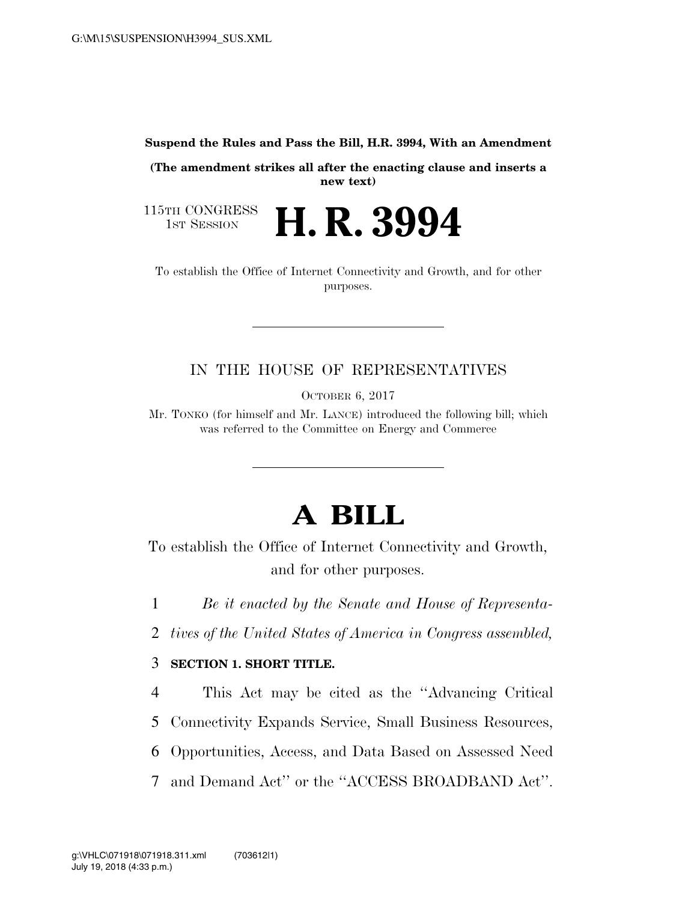**Suspend the Rules and Pass the Bill, H.R. 3994, With an Amendment**

**(The amendment strikes all after the enacting clause and inserts a new text)**

115TH CONGRESS
1ST SESSION

# H. R. 3994

To establish the Office of Internet Connectivity and Growth, and for other purposes.

---

IN THE HOUSE OF REPRESENTATIVES

OCTOBER 6, 2017

Mr. TONKO (for himself and Mr. LANCE) introduced the following bill; which was referred to the Committee on Energy and Commerce

---

# A BILL

To establish the Office of Internet Connectivity and Growth, and for other purposes.

1 *Be it enacted by the Senate and House of Representa-*
2 *tives of the United States of America in Congress assembled,*

3 **SECTION 1. SHORT TITLE.**

4 This Act may be cited as the "Advancing Critical
5 Connectivity Expands Service, Small Business Resources,
6 Opportunities, Access, and Data Based on Assessed Need
7 and Demand Act" or the "ACCESS BROADBAND Act".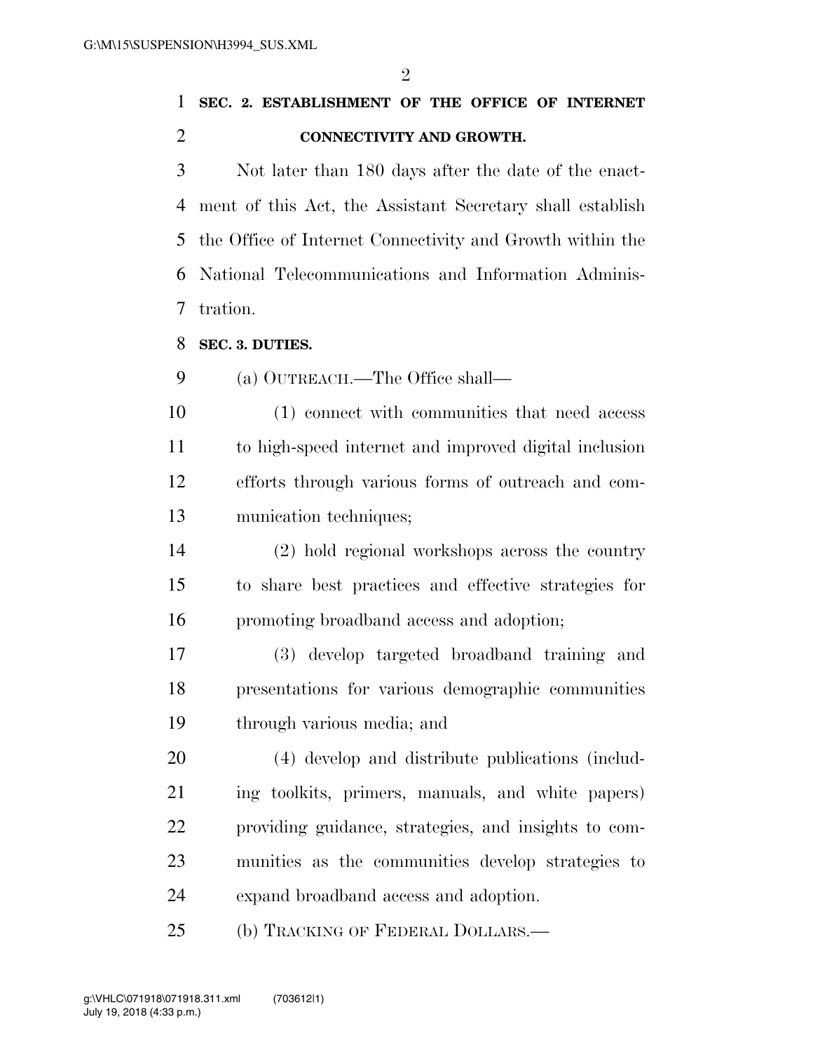**SEC. 2. ESTABLISHMENT OF THE OFFICE OF INTERNET CONNECTIVITY AND GROWTH.**

Not later than 180 days after the date of the enactment of this Act, the Assistant Secretary shall establish the Office of Internet Connectivity and Growth within the National Telecommunications and Information Administration.

**SEC. 3. DUTIES.**

(a) OUTREACH.—The Office shall—

(1) connect with communities that need access to high-speed internet and improved digital inclusion efforts through various forms of outreach and communication techniques;

(2) hold regional workshops across the country to share best practices and effective strategies for promoting broadband access and adoption;

(3) develop targeted broadband training and presentations for various demographic communities through various media; and

(4) develop and distribute publications (including toolkits, primers, manuals, and white papers) providing guidance, strategies, and insights to communities as the communities develop strategies to expand broadband access and adoption.

(b) TRACKING OF FEDERAL DOLLARS.—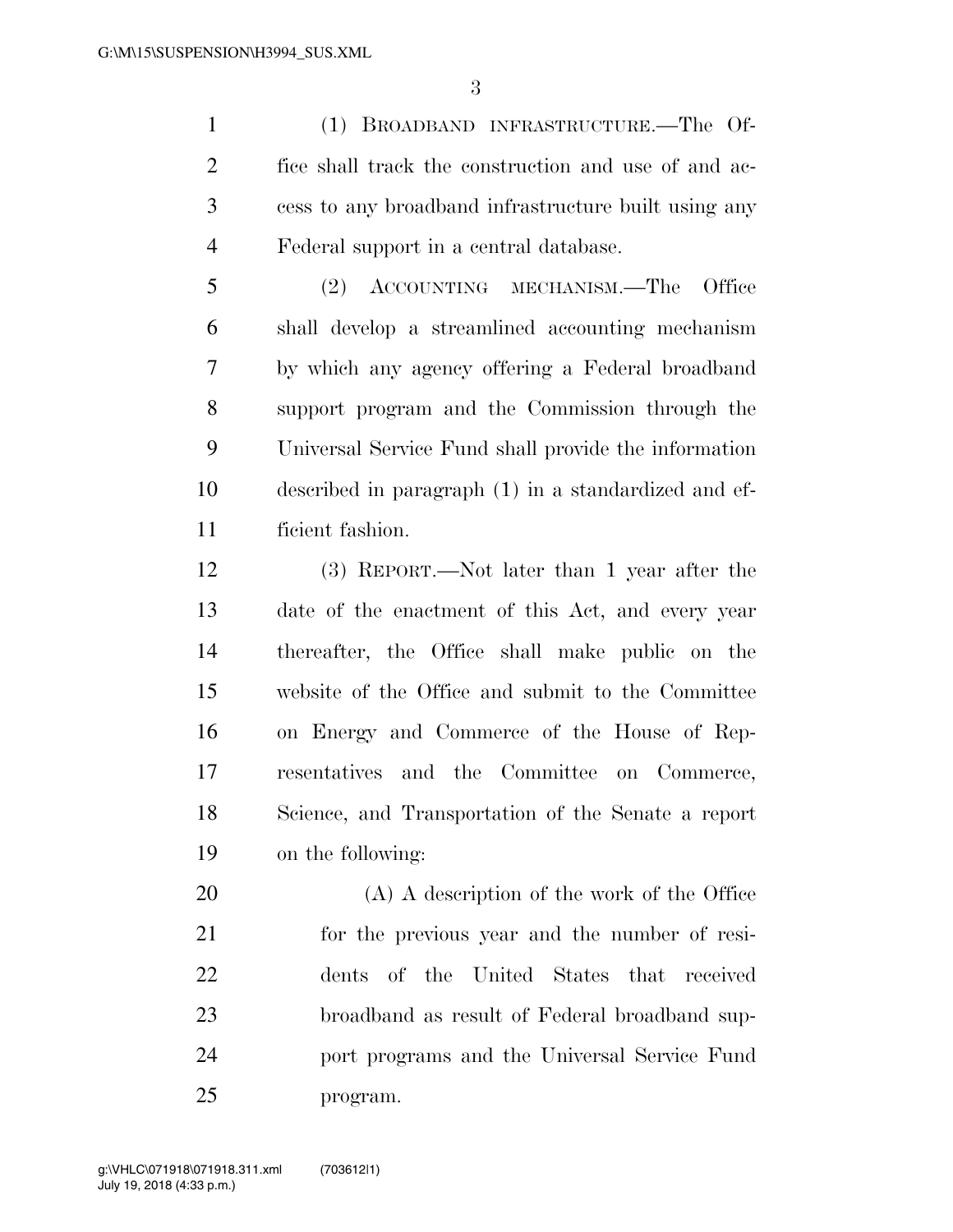(1) BROADBAND INFRASTRUCTURE.—The Office shall track the construction and use of and access to any broadband infrastructure built using any Federal support in a central database.

(2) ACCOUNTING MECHANISM.—The Office shall develop a streamlined accounting mechanism by which any agency offering a Federal broadband support program and the Commission through the Universal Service Fund shall provide the information described in paragraph (1) in a standardized and efficient fashion.

(3) REPORT.—Not later than 1 year after the date of the enactment of this Act, and every year thereafter, the Office shall make public on the website of the Office and submit to the Committee on Energy and Commerce of the House of Representatives and the Committee on Commerce, Science, and Transportation of the Senate a report on the following:

(A) A description of the work of the Office for the previous year and the number of residents of the United States that received broadband as result of Federal broadband support programs and the Universal Service Fund program.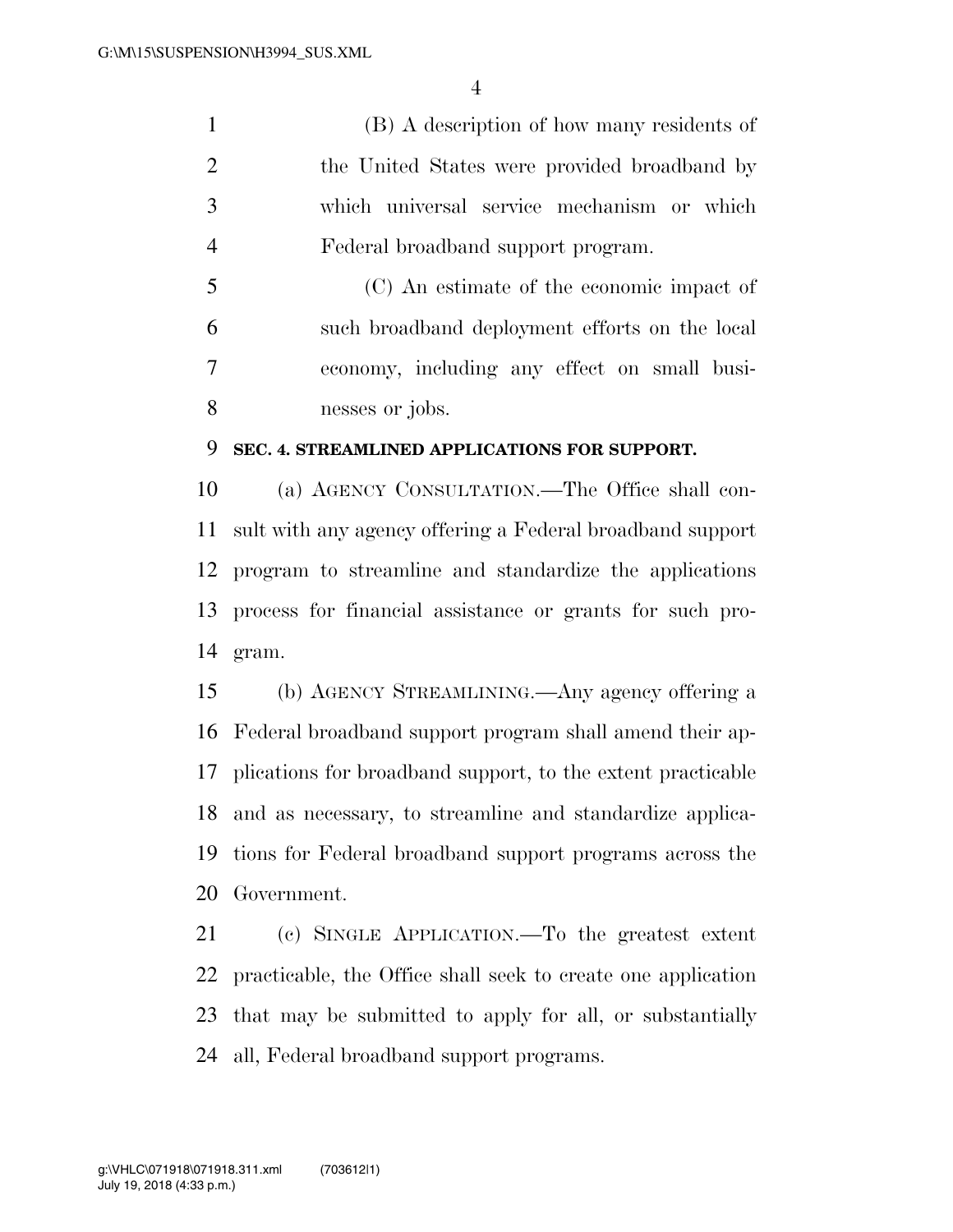(B) A description of how many residents of the United States were provided broadband by which universal service mechanism or which Federal broadband support program.

(C) An estimate of the economic impact of such broadband deployment efforts on the local economy, including any effect on small businesses or jobs.

**SEC. 4. STREAMLINED APPLICATIONS FOR SUPPORT.**

(a) AGENCY CONSULTATION.—The Office shall consult with any agency offering a Federal broadband support program to streamline and standardize the applications process for financial assistance or grants for such program.

(b) AGENCY STREAMLINING.—Any agency offering a Federal broadband support program shall amend their applications for broadband support, to the extent practicable and as necessary, to streamline and standardize applications for Federal broadband support programs across the Government.

(c) SINGLE APPLICATION.—To the greatest extent practicable, the Office shall seek to create one application that may be submitted to apply for all, or substantially all, Federal broadband support programs.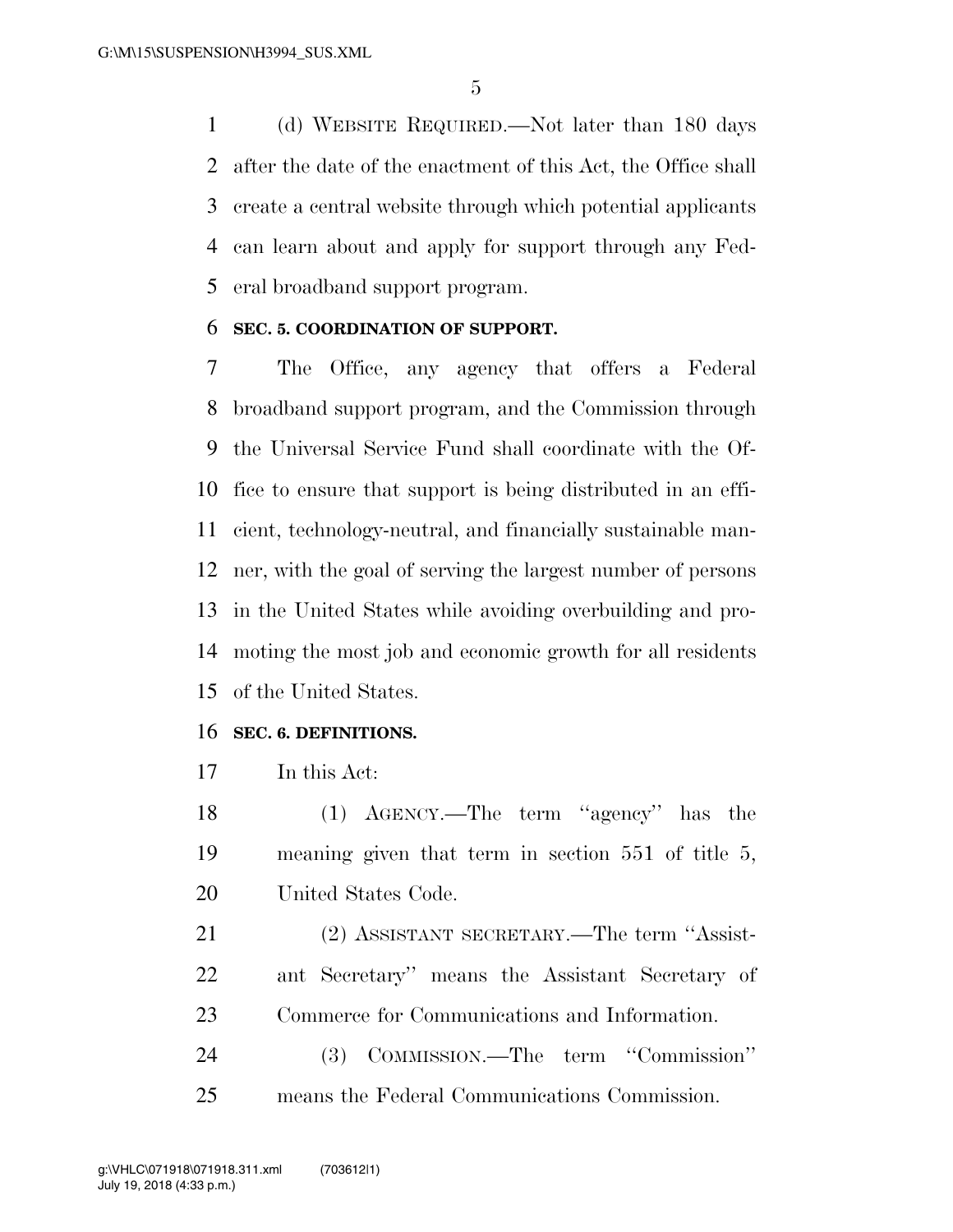(d) WEBSITE REQUIRED.—Not later than 180 days after the date of the enactment of this Act, the Office shall create a central website through which potential applicants can learn about and apply for support through any Federal broadband support program.

**SEC. 5. COORDINATION OF SUPPORT.**

The Office, any agency that offers a Federal broadband support program, and the Commission through the Universal Service Fund shall coordinate with the Office to ensure that support is being distributed in an efficient, technology-neutral, and financially sustainable manner, with the goal of serving the largest number of persons in the United States while avoiding overbuilding and promoting the most job and economic growth for all residents of the United States.

**SEC. 6. DEFINITIONS.**

In this Act:

(1) AGENCY.—The term "agency" has the meaning given that term in section 551 of title 5, United States Code.

(2) ASSISTANT SECRETARY.—The term "Assistant Secretary" means the Assistant Secretary of Commerce for Communications and Information.

(3) COMMISSION.—The term "Commission" means the Federal Communications Commission.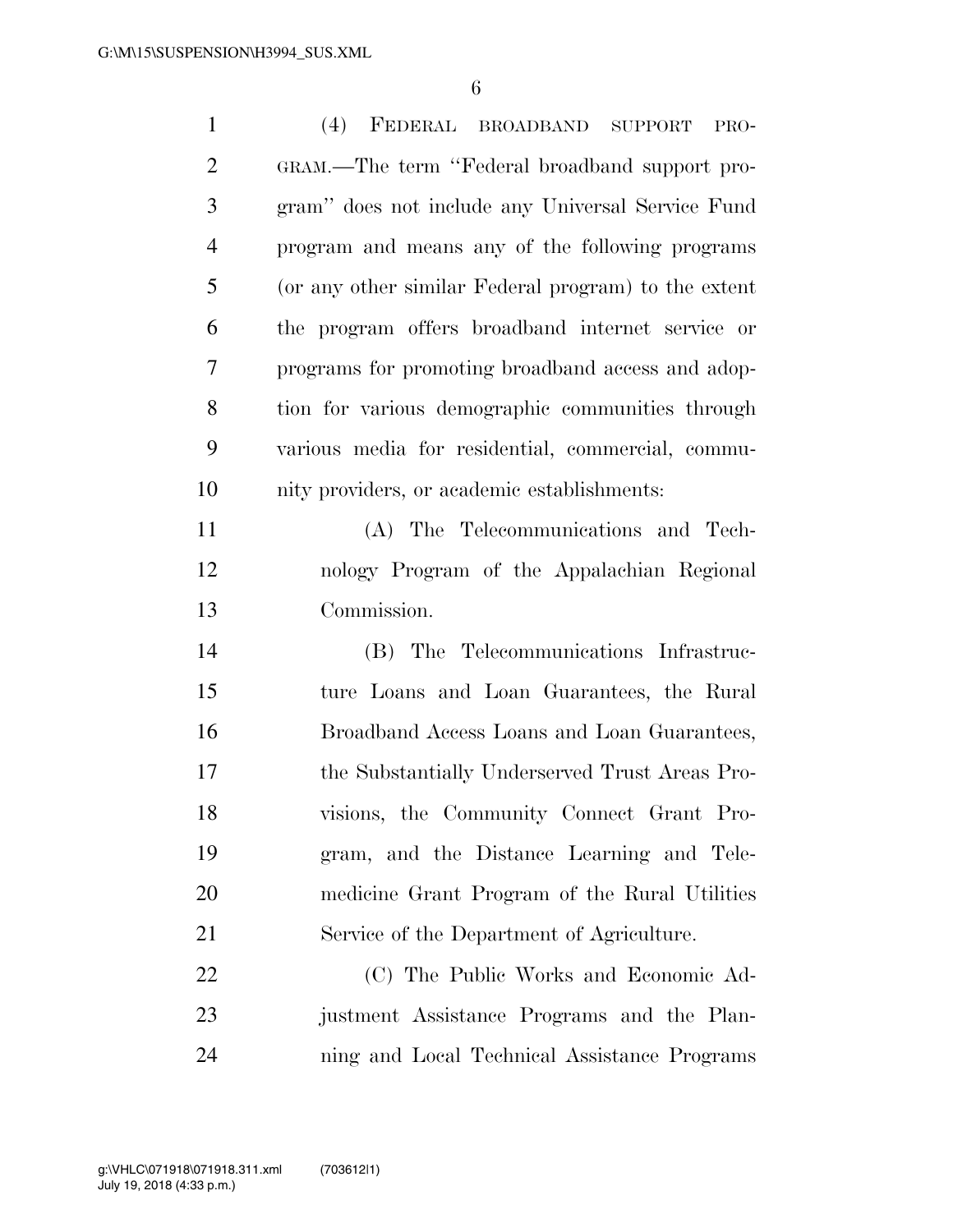(4) FEDERAL BROADBAND SUPPORT PROGRAM.—The term ''Federal broadband support program'' does not include any Universal Service Fund program and means any of the following programs (or any other similar Federal program) to the extent the program offers broadband internet service or programs for promoting broadband access and adoption for various demographic communities through various media for residential, commercial, community providers, or academic establishments:

(A) The Telecommunications and Technology Program of the Appalachian Regional Commission.

(B) The Telecommunications Infrastructure Loans and Loan Guarantees, the Rural Broadband Access Loans and Loan Guarantees, the Substantially Underserved Trust Areas Provisions, the Community Connect Grant Program, and the Distance Learning and Telemedicine Grant Program of the Rural Utilities Service of the Department of Agriculture.

(C) The Public Works and Economic Adjustment Assistance Programs and the Planning and Local Technical Assistance Programs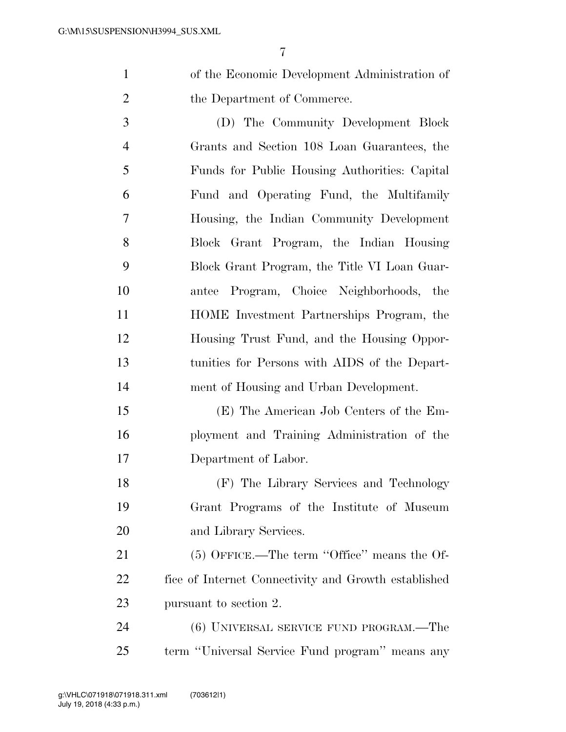of the Economic Development Administration of the Department of Commerce.

(D) The Community Development Block Grants and Section 108 Loan Guarantees, the Funds for Public Housing Authorities: Capital Fund and Operating Fund, the Multifamily Housing, the Indian Community Development Block Grant Program, the Indian Housing Block Grant Program, the Title VI Loan Guarantee Program, Choice Neighborhoods, the HOME Investment Partnerships Program, the Housing Trust Fund, and the Housing Opportunities for Persons with AIDS of the Department of Housing and Urban Development.

(E) The American Job Centers of the Employment and Training Administration of the Department of Labor.

(F) The Library Services and Technology Grant Programs of the Institute of Museum and Library Services.

(5) OFFICE.—The term ''Office'' means the Office of Internet Connectivity and Growth established pursuant to section 2.

(6) UNIVERSAL SERVICE FUND PROGRAM.—The term ''Universal Service Fund program'' means any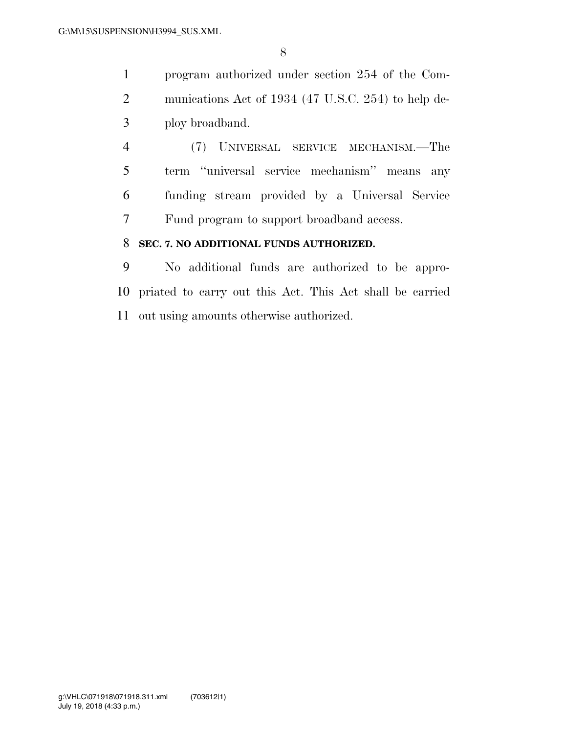program authorized under section 254 of the Communications Act of 1934 (47 U.S.C. 254) to help deploy broadband.

(7) UNIVERSAL SERVICE MECHANISM.—The term ''universal service mechanism'' means any funding stream provided by a Universal Service Fund program to support broadband access.

**SEC. 7. NO ADDITIONAL FUNDS AUTHORIZED.**

No additional funds are authorized to be appropriated to carry out this Act. This Act shall be carried out using amounts otherwise authorized.